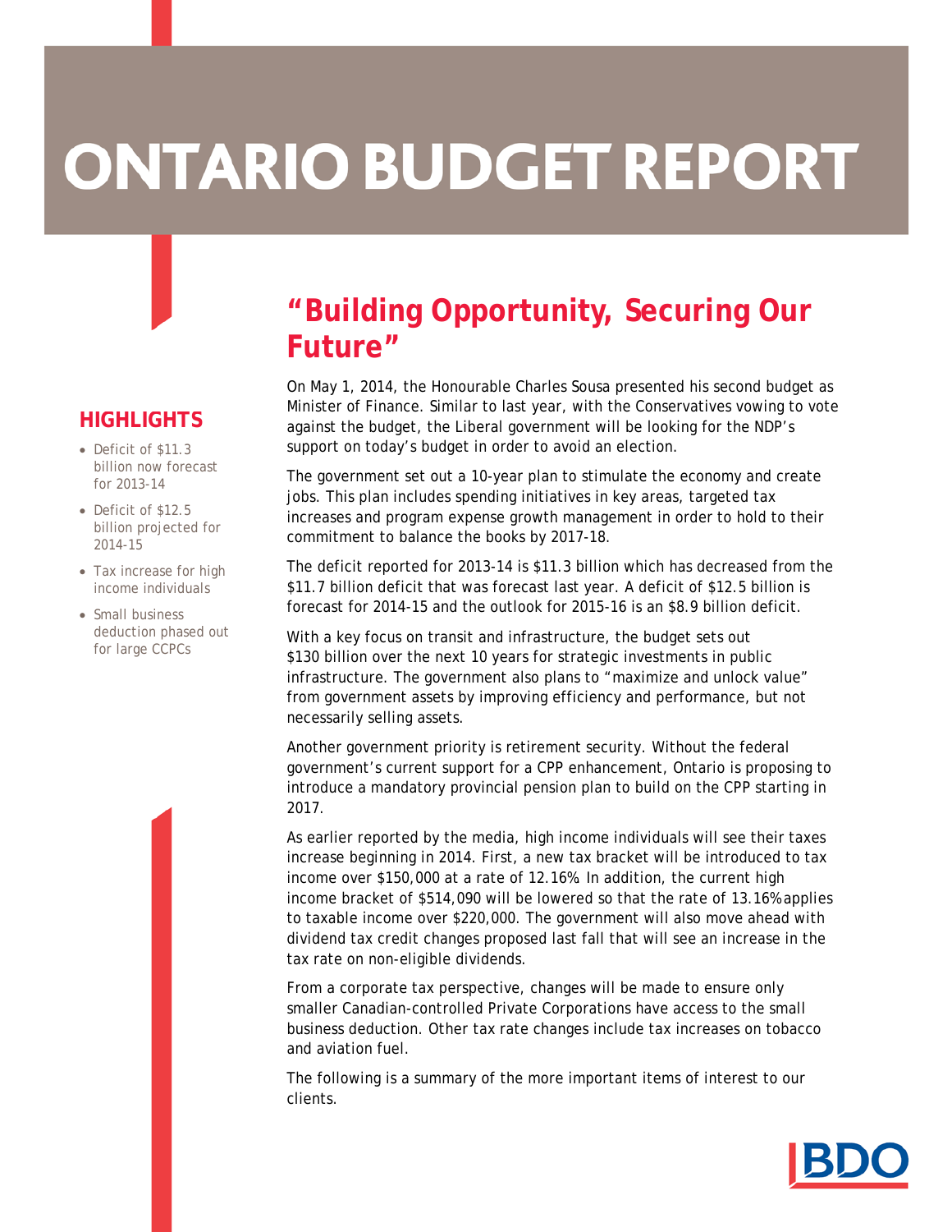# ONTARIO BUDGET REPORT

## HIGHLIGHTS

- Deficit of $11.3 billion now forecast for 2013-14
- Deficit of $12.5 billion projected for 2014-15
- Tax increase for high income individuals
- Small business deduction phased out for large CCPCs

## "Building Opportunity, Securing Our Future"

On May 1, 2014, the Honourable Charles Sousa presented his second budget as Minister of Finance. Similar to last year, with the Conservatives vowing to vote against the budget, the Liberal government will be looking for the NDP's support on today's budget in order to avoid an election.

The government set out a 10-year plan to stimulate the economy and create jobs. This plan includes spending initiatives in key areas, targeted tax increases and program expense growth management in order to hold to their commitment to balance the books by 2017-18.

The deficit reported for 2013-14 is $11.3 billion which has decreased from the $11.7 billion deficit that was forecast last year. A deficit of $12.5 billion is forecast for 2014-15 and the outlook for 2015-16 is an $8.9 billion deficit.

With a key focus on transit and infrastructure, the budget sets out $130 billion over the next 10 years for strategic investments in public infrastructure. The government also plans to "maximize and unlock value" from government assets by improving efficiency and performance, but not necessarily selling assets.

Another government priority is retirement security. Without the federal government's current support for a CPP enhancement, Ontario is proposing to introduce a mandatory provincial pension plan to build on the CPP starting in 2017.

As earlier reported by the media, high income individuals will see their taxes increase beginning in 2014. First, a new tax bracket will be introduced to tax income over $150,000 at a rate of 12.16%. In addition, the current high income bracket of $514,090 will be lowered so that the rate of 13.16% applies to taxable income over $220,000. The government will also move ahead with dividend tax credit changes proposed last fall that will see an increase in the tax rate on non-eligible dividends.

From a corporate tax perspective, changes will be made to ensure only smaller Canadian-controlled Private Corporations have access to the small business deduction. Other tax rate changes include tax increases on tobacco and aviation fuel.

The following is a summary of the more important items of interest to our clients.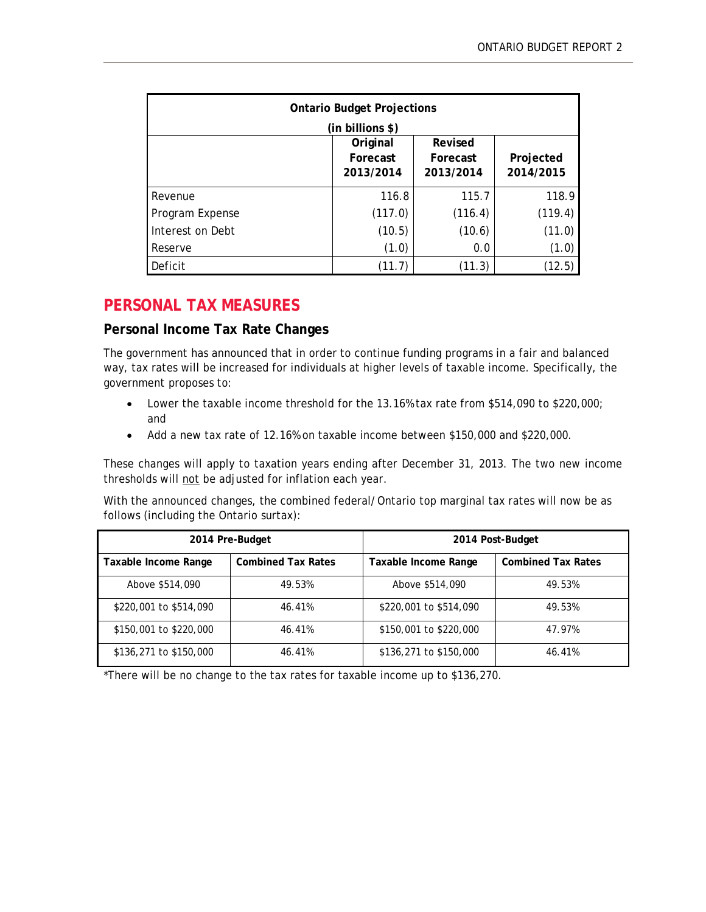| Ontario Budget Projections (in billions $) | | | |
|---|---|---|---|
| | Original Forecast 2013/2014 | Revised Forecast 2013/2014 | Projected 2014/2015 |
| Revenue | 116.8 | 115.7 | 118.9 |
| Program Expense | (117.0) | (116.4) | (119.4) |
| Interest on Debt | (10.5) | (10.6) | (11.0) |
| Reserve | (1.0) | 0.0 | (1.0) |
| Deficit | (11.7) | (11.3) | (12.5) |

## PERSONAL TAX MEASURES

### Personal Income Tax Rate Changes

The government has announced that in order to continue funding programs in a fair and balanced way, tax rates will be increased for individuals at higher levels of taxable income. Specifically, the government proposes to:

- Lower the taxable income threshold for the 13.16% tax rate from $514,090 to $220,000; and
- Add a new tax rate of 12.16% on taxable income between $150,000 and $220,000.

These changes will apply to taxation years ending after December 31, 2013. The two new income thresholds will not be adjusted for inflation each year.

With the announced changes, the combined federal/Ontario top marginal tax rates will now be as follows (including the Ontario surtax):

| 2014 Pre-Budget | | 2014 Post-Budget | |
|---|---|---|---|
| **Taxable Income Range** | **Combined Tax Rates** | **Taxable Income Range** | **Combined Tax Rates** |
| Above $514,090 | 49.53% | Above $514,090 | 49.53% |
| $220,001 to $514,090 | 46.41% | $220,001 to $514,090 | 49.53% |
| $150,001 to $220,000 | 46.41% | $150,001 to $220,000 | 47.97% |
| $136,271 to $150,000 | 46.41% | $136,271 to $150,000 | 46.41% |

*There will be no change to the tax rates for taxable income up to $136,270.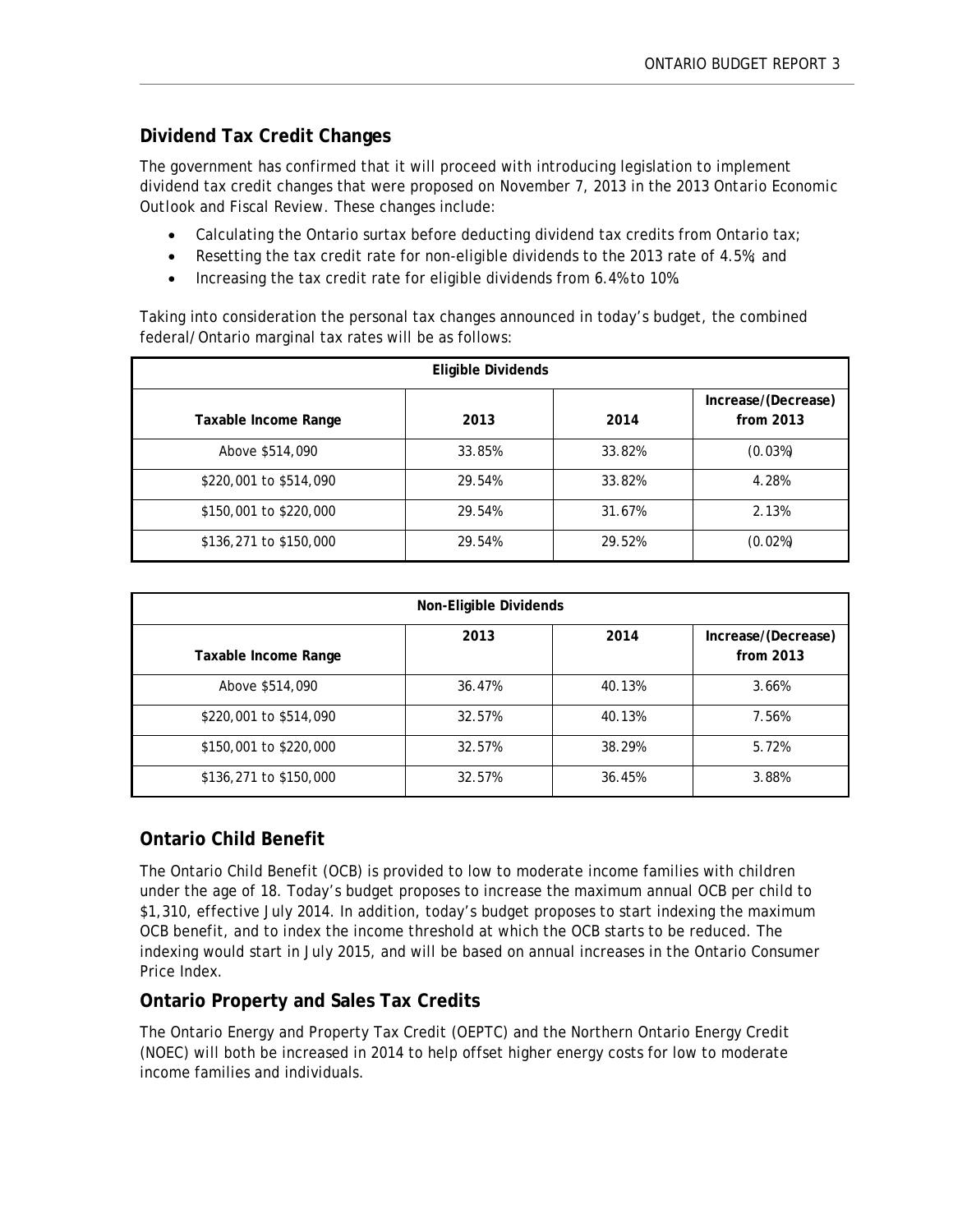## Dividend Tax Credit Changes

The government has confirmed that it will proceed with introducing legislation to implement dividend tax credit changes that were proposed on November 7, 2013 in the *2013 Ontario Economic Outlook and Fiscal Review*. These changes include:

- Calculating the Ontario surtax before deducting dividend tax credits from Ontario tax;
- Resetting the tax credit rate for non-eligible dividends to the 2013 rate of 4.5%; and
- Increasing the tax credit rate for eligible dividends from 6.4% to 10%.

Taking into consideration the personal tax changes announced in today's budget, the combined federal/Ontario marginal tax rates will be as follows:

| Eligible Dividends | | | |
|---|---|---|---|
| **Taxable Income Range** | **2013** | **2014** | **Increase/(Decrease) from 2013** |
| Above $514,090 | 33.85% | 33.82% | (0.03%) |
| $220,001 to $514,090 | 29.54% | 33.82% | 4.28% |
| $150,001 to $220,000 | 29.54% | 31.67% | 2.13% |
| $136,271 to $150,000 | 29.54% | 29.52% | (0.02%) |

| Non-Eligible Dividends | | | |
|---|---|---|---|
| **Taxable Income Range** | **2013** | **2014** | **Increase/(Decrease) from 2013** |
| Above $514,090 | 36.47% | 40.13% | 3.66% |
| $220,001 to $514,090 | 32.57% | 40.13% | 7.56% |
| $150,001 to $220,000 | 32.57% | 38.29% | 5.72% |
| $136,271 to $150,000 | 32.57% | 36.45% | 3.88% |

## Ontario Child Benefit

The Ontario Child Benefit (OCB) is provided to low to moderate income families with children under the age of 18. Today's budget proposes to increase the maximum annual OCB per child to $1,310, effective July 2014. In addition, today's budget proposes to start indexing the maximum OCB benefit, and to index the income threshold at which the OCB starts to be reduced. The indexing would start in July 2015, and will be based on annual increases in the Ontario Consumer Price Index.

## Ontario Property and Sales Tax Credits

The Ontario Energy and Property Tax Credit (OEPTC) and the Northern Ontario Energy Credit (NOEC) will both be increased in 2014 to help offset higher energy costs for low to moderate income families and individuals.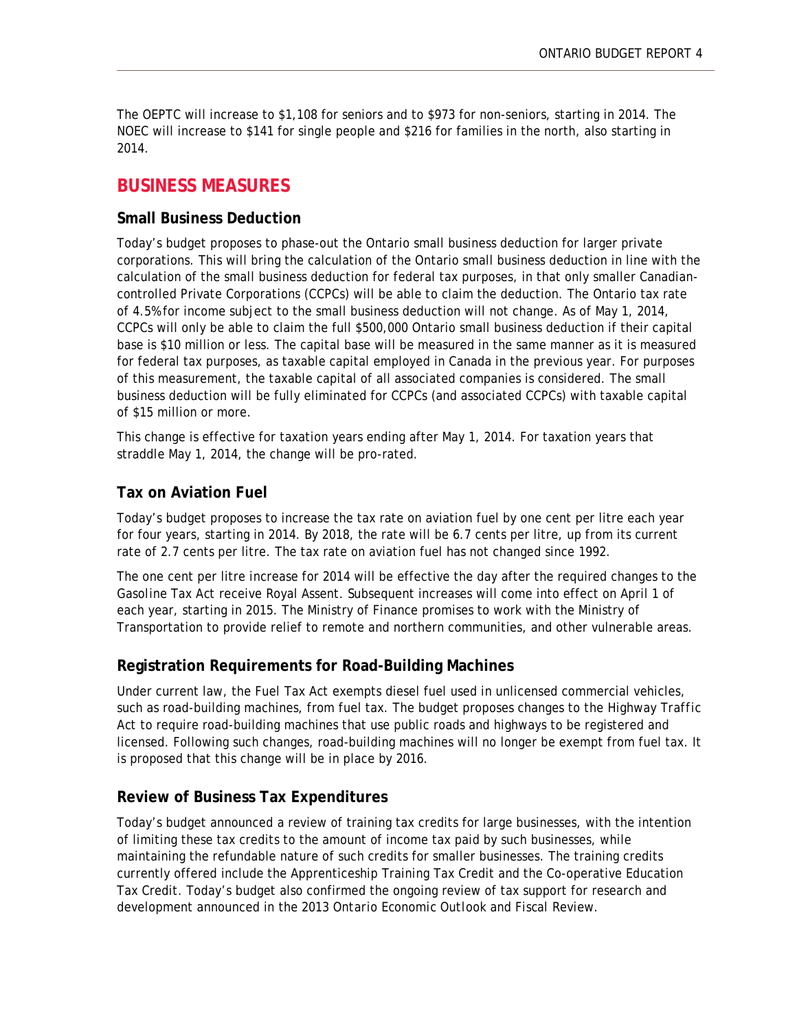The OEPTC will increase to $1,108 for seniors and to $973 for non-seniors, starting in 2014. The NOEC will increase to $141 for single people and $216 for families in the north, also starting in 2014.

## BUSINESS MEASURES

### Small Business Deduction

Today's budget proposes to phase-out the Ontario small business deduction for larger private corporations. This will bring the calculation of the Ontario small business deduction in line with the calculation of the small business deduction for federal tax purposes, in that only smaller Canadian-controlled Private Corporations (CCPCs) will be able to claim the deduction. The Ontario tax rate of 4.5% for income subject to the small business deduction will not change. As of May 1, 2014, CCPCs will only be able to claim the full $500,000 Ontario small business deduction if their capital base is $10 million or less. The capital base will be measured in the same manner as it is measured for federal tax purposes, as taxable capital employed in Canada in the previous year. For purposes of this measurement, the taxable capital of all associated companies is considered. The small business deduction will be fully eliminated for CCPCs (and associated CCPCs) with taxable capital of $15 million or more.

This change is effective for taxation years ending after May 1, 2014. For taxation years that straddle May 1, 2014, the change will be pro-rated.

### Tax on Aviation Fuel

Today's budget proposes to increase the tax rate on aviation fuel by one cent per litre each year for four years, starting in 2014. By 2018, the rate will be 6.7 cents per litre, up from its current rate of 2.7 cents per litre. The tax rate on aviation fuel has not changed since 1992.

The one cent per litre increase for 2014 will be effective the day after the required changes to the *Gasoline Tax Act* receive Royal Assent. Subsequent increases will come into effect on April 1 of each year, starting in 2015. The Ministry of Finance promises to work with the Ministry of Transportation to provide relief to remote and northern communities, and other vulnerable areas.

### Registration Requirements for Road-Building Machines

Under current law, the *Fuel Tax Act* exempts diesel fuel used in unlicensed commercial vehicles, such as road-building machines, from fuel tax. The budget proposes changes to the *Highway Traffic Act* to require road-building machines that use public roads and highways to be registered and licensed. Following such changes, road-building machines will no longer be exempt from fuel tax. It is proposed that this change will be in place by 2016.

### Review of Business Tax Expenditures

Today's budget announced a review of training tax credits for large businesses, with the intention of limiting these tax credits to the amount of income tax paid by such businesses, while maintaining the refundable nature of such credits for smaller businesses. The training credits currently offered include the Apprenticeship Training Tax Credit and the Co-operative Education Tax Credit. Today's budget also confirmed the ongoing review of tax support for research and development announced in the *2013 Ontario Economic Outlook and Fiscal Review*.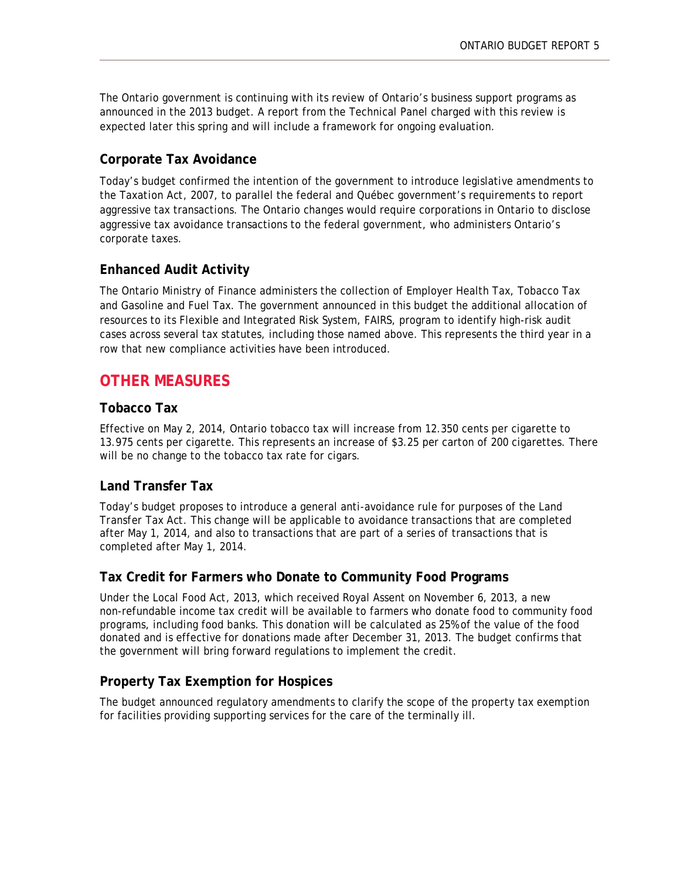The Ontario government is continuing with its review of Ontario's business support programs as announced in the 2013 budget. A report from the Technical Panel charged with this review is expected later this spring and will include a framework for ongoing evaluation.

### Corporate Tax Avoidance

Today's budget confirmed the intention of the government to introduce legislative amendments to the Taxation Act, 2007, to parallel the federal and Québec government's requirements to report aggressive tax transactions. The Ontario changes would require corporations in Ontario to disclose aggressive tax avoidance transactions to the federal government, who administers Ontario's corporate taxes.

### Enhanced Audit Activity

The Ontario Ministry of Finance administers the collection of Employer Health Tax, Tobacco Tax and Gasoline and Fuel Tax. The government announced in this budget the additional allocation of resources to its Flexible and Integrated Risk System, FAIRS, program to identify high-risk audit cases across several tax statutes, including those named above. This represents the third year in a row that new compliance activities have been introduced.

## OTHER MEASURES

### Tobacco Tax

Effective on May 2, 2014, Ontario tobacco tax will increase from 12.350 cents per cigarette to 13.975 cents per cigarette. This represents an increase of $3.25 per carton of 200 cigarettes. There will be no change to the tobacco tax rate for cigars.

### Land Transfer Tax

Today's budget proposes to introduce a general anti-avoidance rule for purposes of the Land Transfer Tax Act. This change will be applicable to avoidance transactions that are completed after May 1, 2014, and also to transactions that are part of a series of transactions that is completed after May 1, 2014.

### Tax Credit for Farmers who Donate to Community Food Programs

Under the Local Food Act, 2013, which received Royal Assent on November 6, 2013, a new non-refundable income tax credit will be available to farmers who donate food to community food programs, including food banks. This donation will be calculated as 25% of the value of the food donated and is effective for donations made after December 31, 2013. The budget confirms that the government will bring forward regulations to implement the credit.

### Property Tax Exemption for Hospices

The budget announced regulatory amendments to clarify the scope of the property tax exemption for facilities providing supporting services for the care of the terminally ill.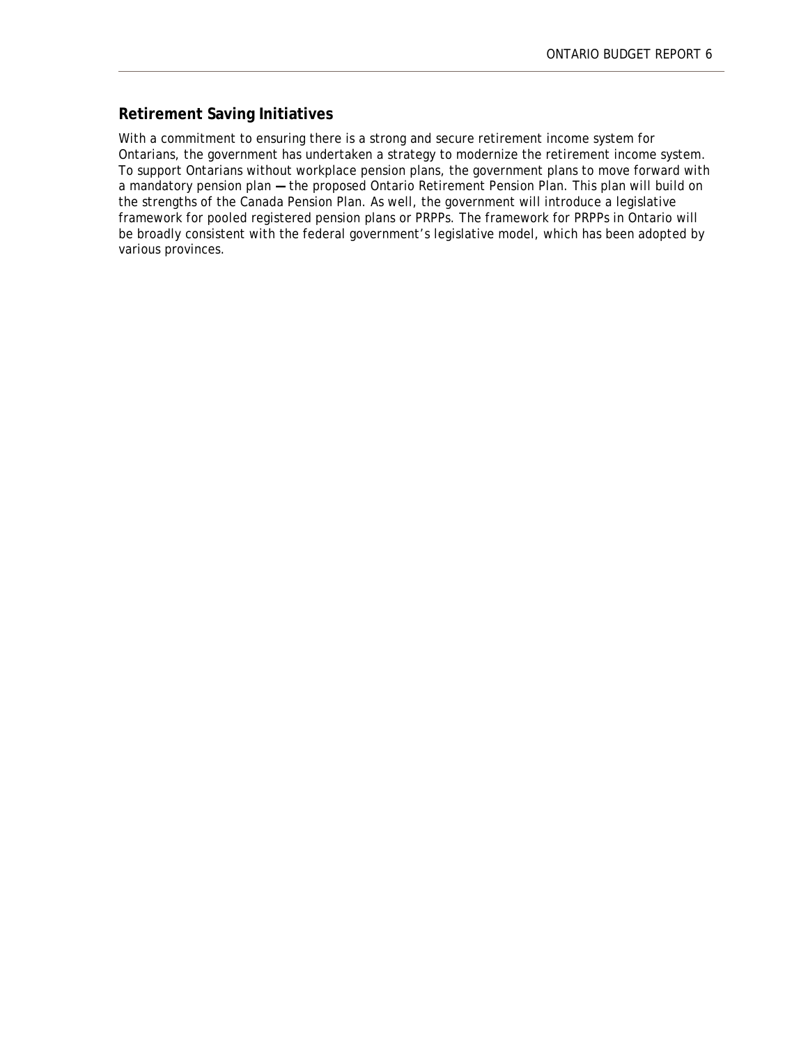## Retirement Saving Initiatives

With a commitment to ensuring there is a strong and secure retirement income system for Ontarians, the government has undertaken a strategy to modernize the retirement income system. To support Ontarians without workplace pension plans, the government plans to move forward with a mandatory pension plan — the proposed Ontario Retirement Pension Plan. This plan will build on the strengths of the Canada Pension Plan. As well, the government will introduce a legislative framework for pooled registered pension plans or PRPPs. The framework for PRPPs in Ontario will be broadly consistent with the federal government's legislative model, which has been adopted by various provinces.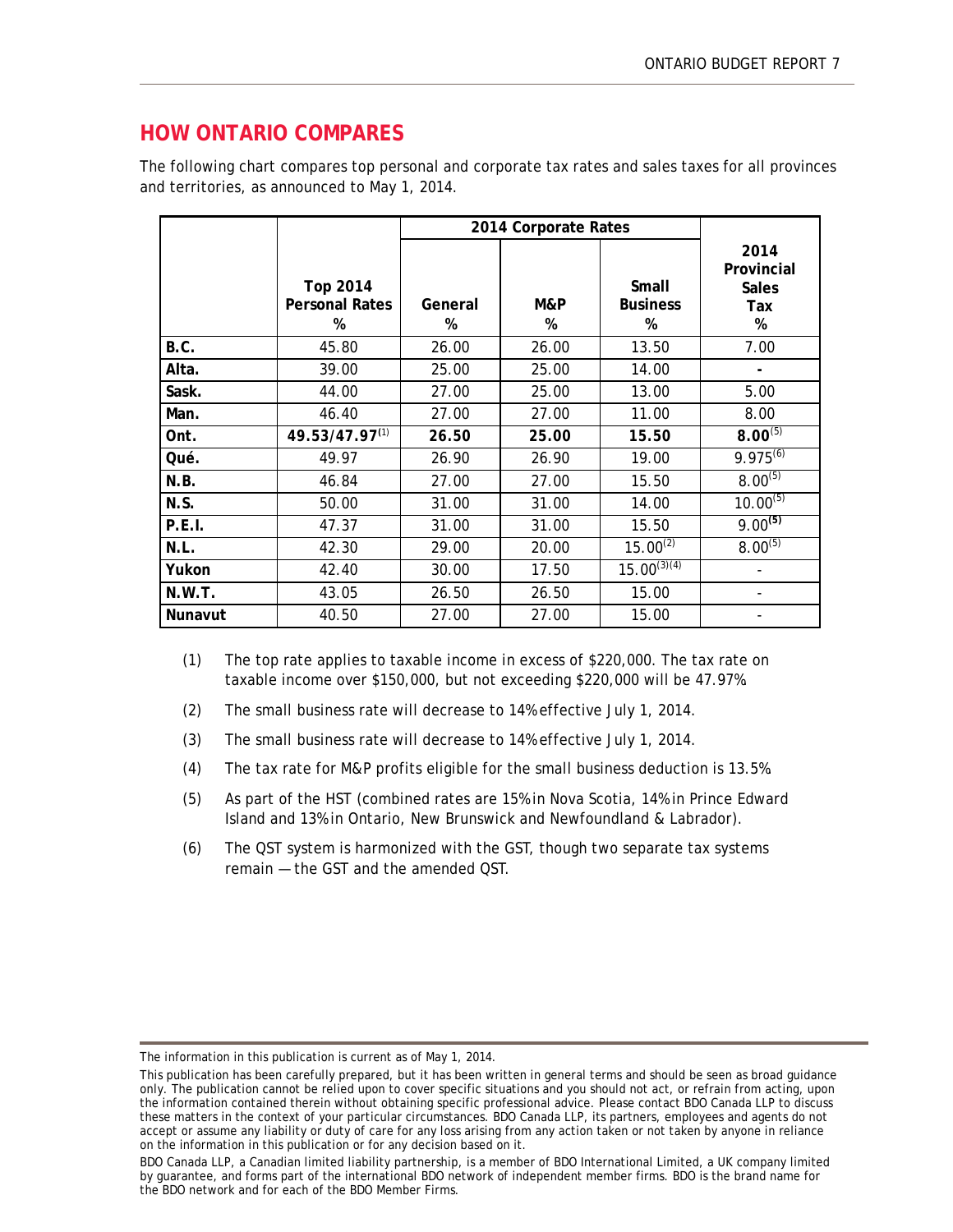## HOW ONTARIO COMPARES

The following chart compares top personal and corporate tax rates and sales taxes for all provinces and territories, as announced to May 1, 2014.

| | Top 2014 Personal Rates % | 2014 Corporate Rates General % | M&P % | Small Business % | 2014 Provincial Sales Tax % |
|---|---|---|---|---|---|
| **B.C.** | 45.80 | 26.00 | 26.00 | 13.50 | 7.00 |
| **Alta.** | 39.00 | 25.00 | 25.00 | 14.00 | - |
| **Sask.** | 44.00 | 27.00 | 25.00 | 13.00 | 5.00 |
| **Man.** | 46.40 | 27.00 | 27.00 | 11.00 | 8.00 |
| **Ont.** | **49.53/47.97**[1] | **26.50** | **25.00** | **15.50** | **8.00**[5] |
| **Qué.** | 49.97 | 26.90 | 26.90 | 19.00 | 9.975[6] |
| **N.B.** | 46.84 | 27.00 | 27.00 | 15.50 | 8.00[5] |
| **N.S.** | 50.00 | 31.00 | 31.00 | 14.00 | 10.00[5] |
| **P.E.I.** | 47.37 | 31.00 | 31.00 | 15.50 | 9.00[5] |
| **N.L.** | 42.30 | 29.00 | 20.00 | 15.00[2] | 8.00[5] |
| **Yukon** | 42.40 | 30.00 | 17.50 | 15.00[3][4] | - |
| **N.W.T.** | 43.05 | 26.50 | 26.50 | 15.00 | - |
| **Nunavut** | 40.50 | 27.00 | 27.00 | 15.00 | - |

(1) The top rate applies to taxable income in excess of $220,000. The tax rate on taxable income over $150,000, but not exceeding $220,000 will be 47.97%.

(2) The small business rate will decrease to 14% effective July 1, 2014.

(3) The small business rate will decrease to 14% effective July 1, 2014.

(4) The tax rate for M&P profits eligible for the small business deduction is 13.5%.

(5) As part of the HST (combined rates are 15% in Nova Scotia, 14% in Prince Edward Island and 13% in Ontario, New Brunswick and Newfoundland & Labrador).

(6) The QST system is harmonized with the GST, though two separate tax systems remain — the GST and the amended QST.

---

The information in this publication is current as of May 1, 2014.

This publication has been carefully prepared, but it has been written in general terms and should be seen as broad guidance only. The publication cannot be relied upon to cover specific situations and you should not act, or refrain from acting, upon the information contained therein without obtaining specific professional advice. Please contact BDO Canada LLP to discuss these matters in the context of your particular circumstances. BDO Canada LLP, its partners, employees and agents do not accept or assume any liability or duty of care for any loss arising from any action taken or not taken by anyone in reliance on the information in this publication or for any decision based on it.

BDO Canada LLP, a Canadian limited liability partnership, is a member of BDO International Limited, a UK company limited by guarantee, and forms part of the international BDO network of independent member firms. BDO is the brand name for the BDO network and for each of the BDO Member Firms.